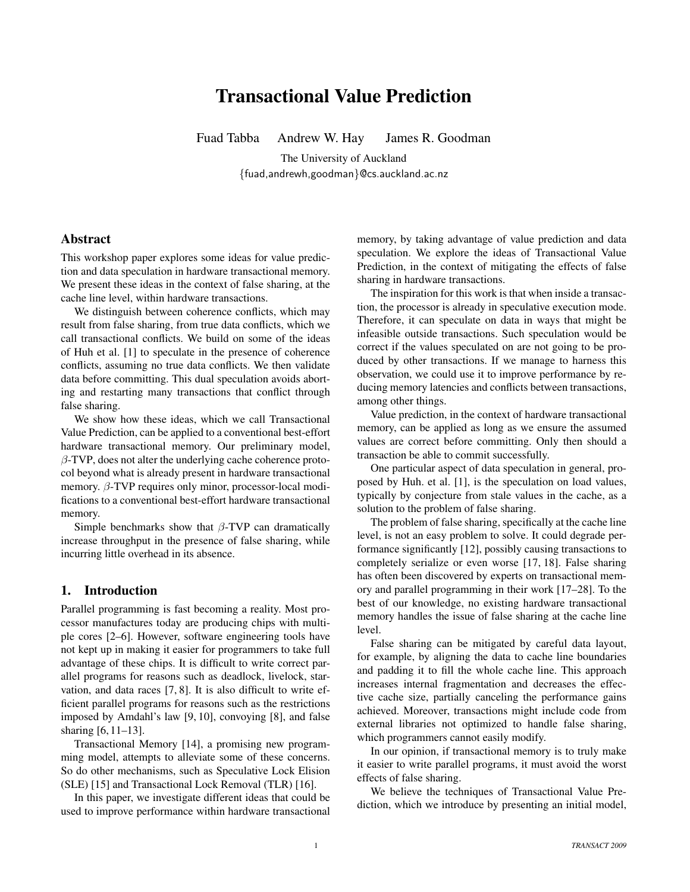# Transactional Value Prediction

Fuad Tabba  Andrew W. Hay  James R. Goodman

The University of Auckland

{fuad,andrewh,goodman}@cs.auckland.ac.nz

## Abstract

This workshop paper explores some ideas for value prediction and data speculation in hardware transactional memory. We present these ideas in the context of false sharing, at the cache line level, within hardware transactions.

We distinguish between coherence conflicts, which may result from false sharing, from true data conflicts, which we call transactional conflicts. We build on some of the ideas of Huh et al. [1] to speculate in the presence of coherence conflicts, assuming no true data conflicts. We then validate data before committing. This dual speculation avoids aborting and restarting many transactions that conflict through false sharing.

We show how these ideas, which we call Transactional Value Prediction, can be applied to a conventional best-effort hardware transactional memory. Our preliminary model, $\beta$-TVP, does not alter the underlying cache coherence protocol beyond what is already present in hardware transactional memory. $\beta$-TVP requires only minor, processor-local modifications to a conventional best-effort hardware transactional memory.

Simple benchmarks show that $\beta$-TVP can dramatically increase throughput in the presence of false sharing, while incurring little overhead in its absence.

## 1. Introduction

Parallel programming is fast becoming a reality. Most processor manufactures today are producing chips with multiple cores [2–6]. However, software engineering tools have not kept up in making it easier for programmers to take full advantage of these chips. It is difficult to write correct parallel programs for reasons such as deadlock, livelock, starvation, and data races [7, 8]. It is also difficult to write efficient parallel programs for reasons such as the restrictions imposed by Amdahl's law [9, 10], convoying [8], and false sharing [6, 11–13].

Transactional Memory [14], a promising new programming model, attempts to alleviate some of these concerns. So do other mechanisms, such as Speculative Lock Elision (SLE) [15] and Transactional Lock Removal (TLR) [16].

In this paper, we investigate different ideas that could be used to improve performance within hardware transactional memory, by taking advantage of value prediction and data speculation. We explore the ideas of Transactional Value Prediction, in the context of mitigating the effects of false sharing in hardware transactions.

The inspiration for this work is that when inside a transaction, the processor is already in speculative execution mode. Therefore, it can speculate on data in ways that might be infeasible outside transactions. Such speculation would be correct if the values speculated on are not going to be produced by other transactions. If we manage to harness this observation, we could use it to improve performance by reducing memory latencies and conflicts between transactions, among other things.

Value prediction, in the context of hardware transactional memory, can be applied as long as we ensure the assumed values are correct before committing. Only then should a transaction be able to commit successfully.

One particular aspect of data speculation in general, proposed by Huh. et al. [1], is the speculation on load values, typically by conjecture from stale values in the cache, as a solution to the problem of false sharing.

The problem of false sharing, specifically at the cache line level, is not an easy problem to solve. It could degrade performance significantly [12], possibly causing transactions to completely serialize or even worse [17, 18]. False sharing has often been discovered by experts on transactional memory and parallel programming in their work [17–28]. To the best of our knowledge, no existing hardware transactional memory handles the issue of false sharing at the cache line level.

False sharing can be mitigated by careful data layout, for example, by aligning the data to cache line boundaries and padding it to fill the whole cache line. This approach increases internal fragmentation and decreases the effective cache size, partially canceling the performance gains achieved. Moreover, transactions might include code from external libraries not optimized to handle false sharing, which programmers cannot easily modify.

In our opinion, if transactional memory is to truly make it easier to write parallel programs, it must avoid the worst effects of false sharing.

We believe the techniques of Transactional Value Prediction, which we introduce by presenting an initial model,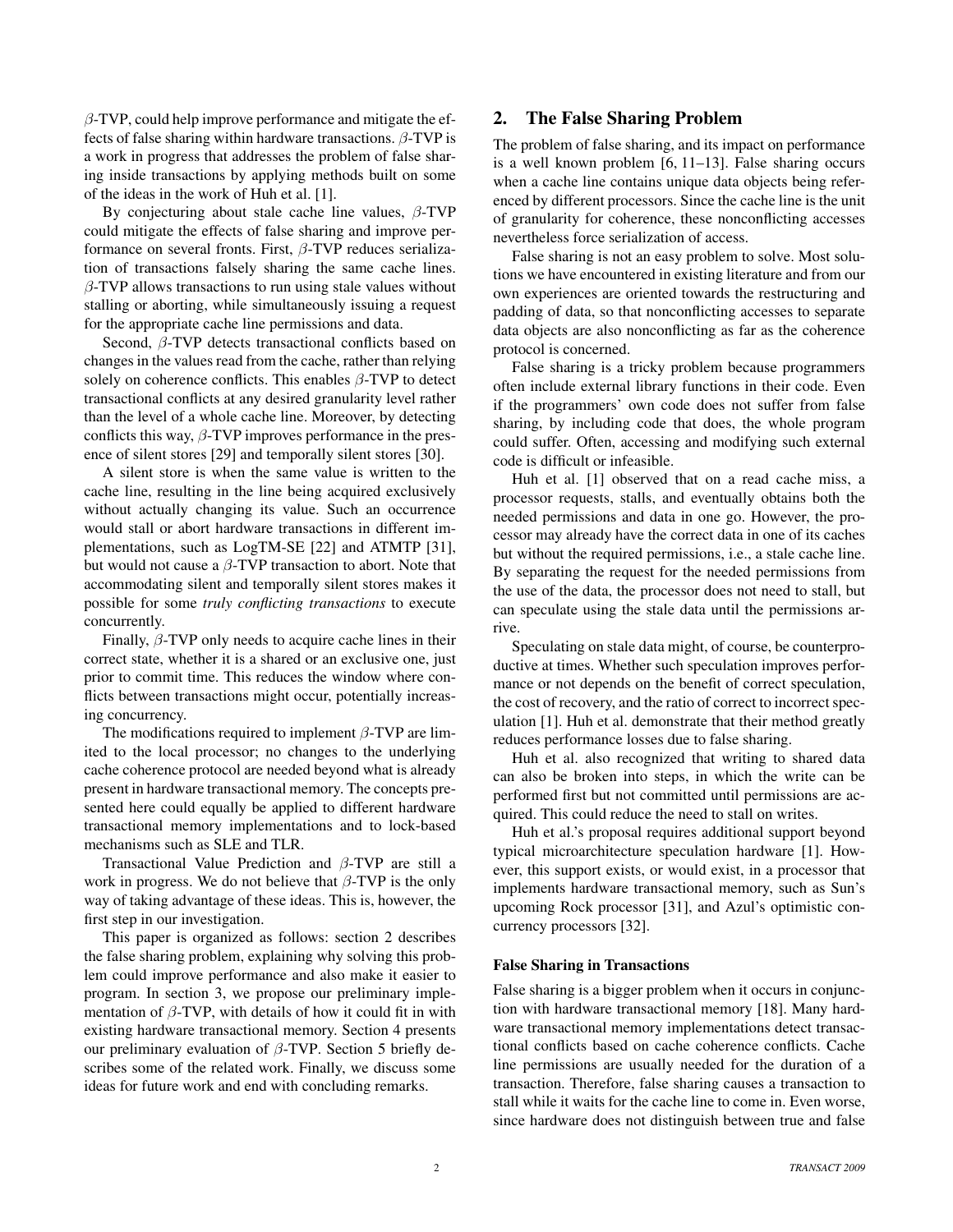$\beta$-TVP, could help improve performance and mitigate the effects of false sharing within hardware transactions. $\beta$-TVP is a work in progress that addresses the problem of false sharing inside transactions by applying methods built on some of the ideas in the work of Huh et al. [1].

By conjecturing about stale cache line values, $\beta$-TVP could mitigate the effects of false sharing and improve performance on several fronts. First, $\beta$-TVP reduces serialization of transactions falsely sharing the same cache lines. $\beta$-TVP allows transactions to run using stale values without stalling or aborting, while simultaneously issuing a request for the appropriate cache line permissions and data.

Second, $\beta$-TVP detects transactional conflicts based on changes in the values read from the cache, rather than relying solely on coherence conflicts. This enables $\beta$-TVP to detect transactional conflicts at any desired granularity level rather than the level of a whole cache line. Moreover, by detecting conflicts this way, $\beta$-TVP improves performance in the presence of silent stores [29] and temporally silent stores [30].

A silent store is when the same value is written to the cache line, resulting in the line being acquired exclusively without actually changing its value. Such an occurrence would stall or abort hardware transactions in different implementations, such as LogTM-SE [22] and ATMTP [31], but would not cause a $\beta$-TVP transaction to abort. Note that accommodating silent and temporally silent stores makes it possible for some *truly conflicting transactions* to execute concurrently.

Finally, $\beta$-TVP only needs to acquire cache lines in their correct state, whether it is a shared or an exclusive one, just prior to commit time. This reduces the window where conflicts between transactions might occur, potentially increasing concurrency.

The modifications required to implement $\beta$-TVP are limited to the local processor; no changes to the underlying cache coherence protocol are needed beyond what is already present in hardware transactional memory. The concepts presented here could equally be applied to different hardware transactional memory implementations and to lock-based mechanisms such as SLE and TLR.

Transactional Value Prediction and $\beta$-TVP are still a work in progress. We do not believe that $\beta$-TVP is the only way of taking advantage of these ideas. This is, however, the first step in our investigation.

This paper is organized as follows: section 2 describes the false sharing problem, explaining why solving this problem could improve performance and also make it easier to program. In section 3, we propose our preliminary implementation of $\beta$-TVP, with details of how it could fit in with existing hardware transactional memory. Section 4 presents our preliminary evaluation of $\beta$-TVP. Section 5 briefly describes some of the related work. Finally, we discuss some ideas for future work and end with concluding remarks.

## 2. The False Sharing Problem

The problem of false sharing, and its impact on performance is a well known problem [6, 11–13]. False sharing occurs when a cache line contains unique data objects being referenced by different processors. Since the cache line is the unit of granularity for coherence, these nonconflicting accesses nevertheless force serialization of access.

False sharing is not an easy problem to solve. Most solutions we have encountered in existing literature and from our own experiences are oriented towards the restructuring and padding of data, so that nonconflicting accesses to separate data objects are also nonconflicting as far as the coherence protocol is concerned.

False sharing is a tricky problem because programmers often include external library functions in their code. Even if the programmers' own code does not suffer from false sharing, by including code that does, the whole program could suffer. Often, accessing and modifying such external code is difficult or infeasible.

Huh et al. [1] observed that on a read cache miss, a processor requests, stalls, and eventually obtains both the needed permissions and data in one go. However, the processor may already have the correct data in one of its caches but without the required permissions, i.e., a stale cache line. By separating the request for the needed permissions from the use of the data, the processor does not need to stall, but can speculate using the stale data until the permissions arrive.

Speculating on stale data might, of course, be counterproductive at times. Whether such speculation improves performance or not depends on the benefit of correct speculation, the cost of recovery, and the ratio of correct to incorrect speculation [1]. Huh et al. demonstrate that their method greatly reduces performance losses due to false sharing.

Huh et al. also recognized that writing to shared data can also be broken into steps, in which the write can be performed first but not committed until permissions are acquired. This could reduce the need to stall on writes.

Huh et al.'s proposal requires additional support beyond typical microarchitecture speculation hardware [1]. However, this support exists, or would exist, in a processor that implements hardware transactional memory, such as Sun's upcoming Rock processor [31], and Azul's optimistic concurrency processors [32].

### False Sharing in Transactions

False sharing is a bigger problem when it occurs in conjunction with hardware transactional memory [18]. Many hardware transactional memory implementations detect transactional conflicts based on cache coherence conflicts. Cache line permissions are usually needed for the duration of a transaction. Therefore, false sharing causes a transaction to stall while it waits for the cache line to come in. Even worse, since hardware does not distinguish between true and false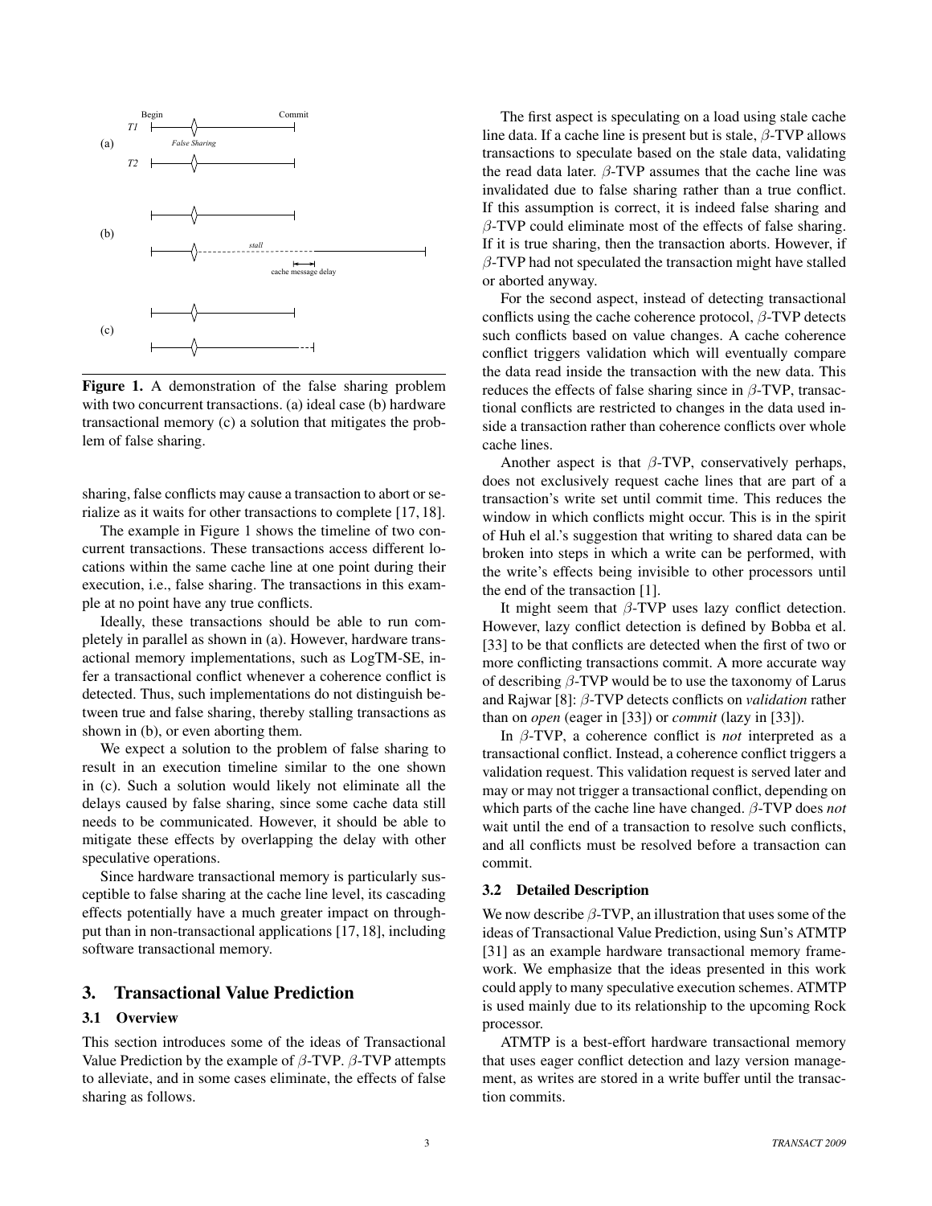Figure 1. A demonstration of the false sharing problem with two concurrent transactions. (a) ideal case (b) hardware transactional memory (c) a solution that mitigates the problem of false sharing.

sharing, false conflicts may cause a transaction to abort or serialize as it waits for other transactions to complete [17, 18].

The example in Figure 1 shows the timeline of two concurrent transactions. These transactions access different locations within the same cache line at one point during their execution, i.e., false sharing. The transactions in this example at no point have any true conflicts.

Ideally, these transactions should be able to run completely in parallel as shown in (a). However, hardware transactional memory implementations, such as LogTM-SE, infer a transactional conflict whenever a coherence conflict is detected. Thus, such implementations do not distinguish between true and false sharing, thereby stalling transactions as shown in (b), or even aborting them.

We expect a solution to the problem of false sharing to result in an execution timeline similar to the one shown in (c). Such a solution would likely not eliminate all the delays caused by false sharing, since some cache data still needs to be communicated. However, it should be able to mitigate these effects by overlapping the delay with other speculative operations.

Since hardware transactional memory is particularly susceptible to false sharing at the cache line level, its cascading effects potentially have a much greater impact on throughput than in non-transactional applications [17, 18], including software transactional memory.

## 3. Transactional Value Prediction

### 3.1 Overview

This section introduces some of the ideas of Transactional Value Prediction by the example of $\beta$-TVP. $\beta$-TVP attempts to alleviate, and in some cases eliminate, the effects of false sharing as follows.

The first aspect is speculating on a load using stale cache line data. If a cache line is present but is stale, $\beta$-TVP allows transactions to speculate based on the stale data, validating the read data later. $\beta$-TVP assumes that the cache line was invalidated due to false sharing rather than a true conflict. If this assumption is correct, it is indeed false sharing and $\beta$-TVP could eliminate most of the effects of false sharing. If it is true sharing, then the transaction aborts. However, if $\beta$-TVP had not speculated the transaction might have stalled or aborted anyway.

For the second aspect, instead of detecting transactional conflicts using the cache coherence protocol, $\beta$-TVP detects such conflicts based on value changes. A cache coherence conflict triggers validation which will eventually compare the data read inside the transaction with the new data. This reduces the effects of false sharing since in $\beta$-TVP, transactional conflicts are restricted to changes in the data used inside a transaction rather than coherence conflicts over whole cache lines.

Another aspect is that $\beta$-TVP, conservatively perhaps, does not exclusively request cache lines that are part of a transaction's write set until commit time. This reduces the window in which conflicts might occur. This is in the spirit of Huh el al.'s suggestion that writing to shared data can be broken into steps in which a write can be performed, with the write's effects being invisible to other processors until the end of the transaction [1].

It might seem that $\beta$-TVP uses lazy conflict detection. However, lazy conflict detection is defined by Bobba et al. [33] to be that conflicts are detected when the first of two or more conflicting transactions commit. A more accurate way of describing $\beta$-TVP would be to use the taxonomy of Larus and Rajwar [8]: $\beta$-TVP detects conflicts on *validation* rather than on *open* (eager in [33]) or *commit* (lazy in [33]).

In $\beta$-TVP, a coherence conflict is *not* interpreted as a transactional conflict. Instead, a coherence conflict triggers a validation request. This validation request is served later and may or may not trigger a transactional conflict, depending on which parts of the cache line have changed. $\beta$-TVP does *not* wait until the end of a transaction to resolve such conflicts, and all conflicts must be resolved before a transaction can commit.

### 3.2 Detailed Description

We now describe $\beta$-TVP, an illustration that uses some of the ideas of Transactional Value Prediction, using Sun's ATMTP [31] as an example hardware transactional memory framework. We emphasize that the ideas presented in this work could apply to many speculative execution schemes. ATMTP is used mainly due to its relationship to the upcoming Rock processor.

ATMTP is a best-effort hardware transactional memory that uses eager conflict detection and lazy version management, as writes are stored in a write buffer until the transaction commits.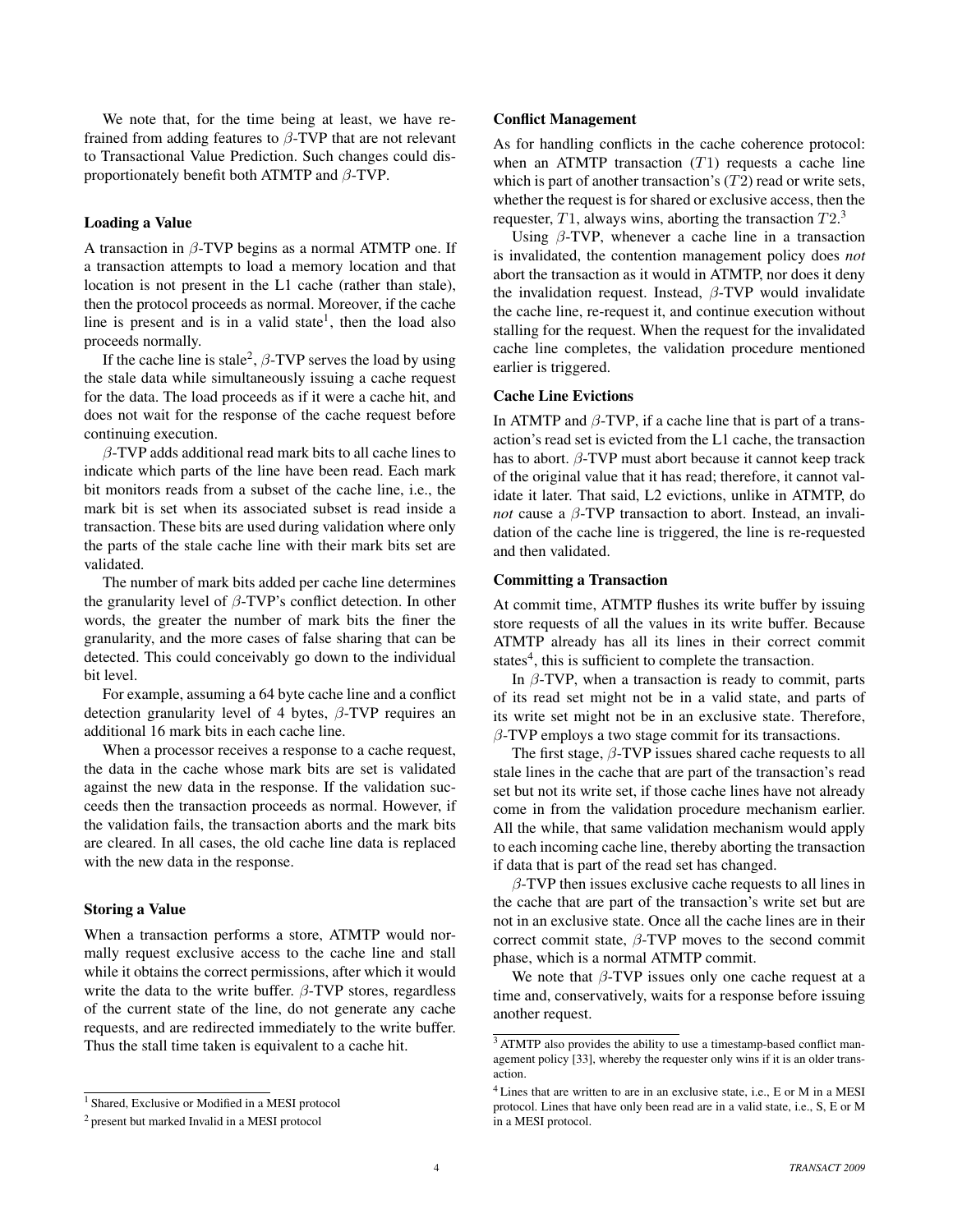We note that, for the time being at least, we have refrained from adding features to $\beta$-TVP that are not relevant to Transactional Value Prediction. Such changes could disproportionately benefit both ATMTP and $\beta$-TVP.

### Loading a Value

A transaction in $\beta$-TVP begins as a normal ATMTP one. If a transaction attempts to load a memory location and that location is not present in the L1 cache (rather than stale), then the protocol proceeds as normal. Moreover, if the cache line is present and is in a valid state[1], then the load also proceeds normally.

If the cache line is stale[2], $\beta$-TVP serves the load by using the stale data while simultaneously issuing a cache request for the data. The load proceeds as if it were a cache hit, and does not wait for the response of the cache request before continuing execution.

$\beta$-TVP adds additional read mark bits to all cache lines to indicate which parts of the line have been read. Each mark bit monitors reads from a subset of the cache line, i.e., the mark bit is set when its associated subset is read inside a transaction. These bits are used during validation where only the parts of the stale cache line with their mark bits set are validated.

The number of mark bits added per cache line determines the granularity level of $\beta$-TVP's conflict detection. In other words, the greater the number of mark bits the finer the granularity, and the more cases of false sharing that can be detected. This could conceivably go down to the individual bit level.

For example, assuming a 64 byte cache line and a conflict detection granularity level of 4 bytes, $\beta$-TVP requires an additional 16 mark bits in each cache line.

When a processor receives a response to a cache request, the data in the cache whose mark bits are set is validated against the new data in the response. If the validation succeeds then the transaction proceeds as normal. However, if the validation fails, the transaction aborts and the mark bits are cleared. In all cases, the old cache line data is replaced with the new data in the response.

### Storing a Value

When a transaction performs a store, ATMTP would normally request exclusive access to the cache line and stall while it obtains the correct permissions, after which it would write the data to the write buffer. $\beta$-TVP stores, regardless of the current state of the line, do not generate any cache requests, and are redirected immediately to the write buffer. Thus the stall time taken is equivalent to a cache hit.

[1] Shared, Exclusive or Modified in a MESI protocol

[2] present but marked Invalid in a MESI protocol

### Conflict Management

As for handling conflicts in the cache coherence protocol: when an ATMTP transaction ($T1$) requests a cache line which is part of another transaction's ($T2$) read or write sets, whether the request is for shared or exclusive access, then the requester, $T1$, always wins, aborting the transaction $T2$.[3]

Using $\beta$-TVP, whenever a cache line in a transaction is invalidated, the contention management policy does *not* abort the transaction as it would in ATMTP, nor does it deny the invalidation request. Instead, $\beta$-TVP would invalidate the cache line, re-request it, and continue execution without stalling for the request. When the request for the invalidated cache line completes, the validation procedure mentioned earlier is triggered.

### Cache Line Evictions

In ATMTP and $\beta$-TVP, if a cache line that is part of a transaction's read set is evicted from the L1 cache, the transaction has to abort. $\beta$-TVP must abort because it cannot keep track of the original value that it has read; therefore, it cannot validate it later. That said, L2 evictions, unlike in ATMTP, do *not* cause a $\beta$-TVP transaction to abort. Instead, an invalidation of the cache line is triggered, the line is re-requested and then validated.

### Committing a Transaction

At commit time, ATMTP flushes its write buffer by issuing store requests of all the values in its write buffer. Because ATMTP already has all its lines in their correct commit states[4], this is sufficient to complete the transaction.

In $\beta$-TVP, when a transaction is ready to commit, parts of its read set might not be in a valid state, and parts of its write set might not be in an exclusive state. Therefore, $\beta$-TVP employs a two stage commit for its transactions.

The first stage, $\beta$-TVP issues shared cache requests to all stale lines in the cache that are part of the transaction's read set but not its write set, if those cache lines have not already come in from the validation procedure mechanism earlier. All the while, that same validation mechanism would apply to each incoming cache line, thereby aborting the transaction if data that is part of the read set has changed.

$\beta$-TVP then issues exclusive cache requests to all lines in the cache that are part of the transaction's write set but are not in an exclusive state. Once all the cache lines are in their correct commit state, $\beta$-TVP moves to the second commit phase, which is a normal ATMTP commit.

We note that $\beta$-TVP issues only one cache request at a time and, conservatively, waits for a response before issuing another request.

[3] ATMTP also provides the ability to use a timestamp-based conflict management policy [33], whereby the requester only wins if it is an older transaction.

[4] Lines that are written to are in an exclusive state, i.e., E or M in a MESI protocol. Lines that have only been read are in a valid state, i.e., S, E or M in a MESI protocol.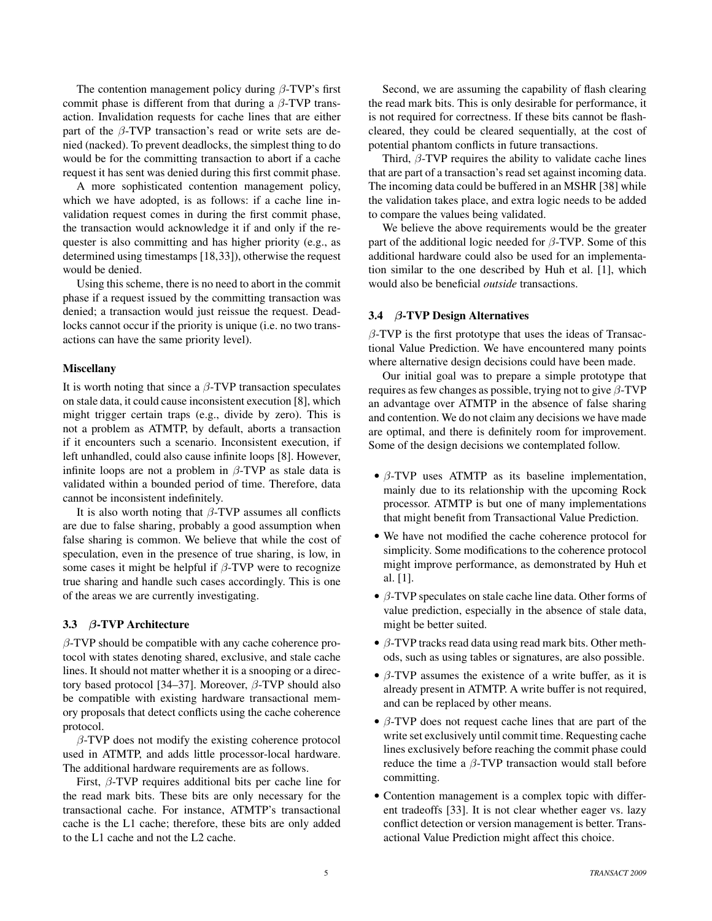The contention management policy during $\beta$-TVP's first commit phase is different from that during a $\beta$-TVP transaction. Invalidation requests for cache lines that are either part of the $\beta$-TVP transaction's read or write sets are denied (nacked). To prevent deadlocks, the simplest thing to do would be for the committing transaction to abort if a cache request it has sent was denied during this first commit phase.

A more sophisticated contention management policy, which we have adopted, is as follows: if a cache line invalidation request comes in during the first commit phase, the transaction would acknowledge it if and only if the requester is also committing and has higher priority (e.g., as determined using timestamps [18,33]), otherwise the request would be denied.

Using this scheme, there is no need to abort in the commit phase if a request issued by the committing transaction was denied; a transaction would just reissue the request. Deadlocks cannot occur if the priority is unique (i.e. no two transactions can have the same priority level).

#### Miscellany

It is worth noting that since a $\beta$-TVP transaction speculates on stale data, it could cause inconsistent execution [8], which might trigger certain traps (e.g., divide by zero). This is not a problem as ATMTP, by default, aborts a transaction if it encounters such a scenario. Inconsistent execution, if left unhandled, could also cause infinite loops [8]. However, infinite loops are not a problem in $\beta$-TVP as stale data is validated within a bounded period of time. Therefore, data cannot be inconsistent indefinitely.

It is also worth noting that $\beta$-TVP assumes all conflicts are due to false sharing, probably a good assumption when false sharing is common. We believe that while the cost of speculation, even in the presence of true sharing, is low, in some cases it might be helpful if $\beta$-TVP were to recognize true sharing and handle such cases accordingly. This is one of the areas we are currently investigating.

### 3.3 $\beta$-TVP Architecture

$\beta$-TVP should be compatible with any cache coherence protocol with states denoting shared, exclusive, and stale cache lines. It should not matter whether it is a snooping or a directory based protocol [34–37]. Moreover, $\beta$-TVP should also be compatible with existing hardware transactional memory proposals that detect conflicts using the cache coherence protocol.

$\beta$-TVP does not modify the existing coherence protocol used in ATMTP, and adds little processor-local hardware. The additional hardware requirements are as follows.

First, $\beta$-TVP requires additional bits per cache line for the read mark bits. These bits are only necessary for the transactional cache. For instance, ATMTP's transactional cache is the L1 cache; therefore, these bits are only added to the L1 cache and not the L2 cache.

Second, we are assuming the capability of flash clearing the read mark bits. This is only desirable for performance, it is not required for correctness. If these bits cannot be flash-cleared, they could be cleared sequentially, at the cost of potential phantom conflicts in future transactions.

Third, $\beta$-TVP requires the ability to validate cache lines that are part of a transaction's read set against incoming data. The incoming data could be buffered in an MSHR [38] while the validation takes place, and extra logic needs to be added to compare the values being validated.

We believe the above requirements would be the greater part of the additional logic needed for $\beta$-TVP. Some of this additional hardware could also be used for an implementation similar to the one described by Huh et al. [1], which would also be beneficial *outside* transactions.

### 3.4 $\beta$-TVP Design Alternatives

$\beta$-TVP is the first prototype that uses the ideas of Transactional Value Prediction. We have encountered many points where alternative design decisions could have been made.

Our initial goal was to prepare a simple prototype that requires as few changes as possible, trying not to give $\beta$-TVP an advantage over ATMTP in the absence of false sharing and contention. We do not claim any decisions we have made are optimal, and there is definitely room for improvement. Some of the design decisions we contemplated follow.

- $\beta$-TVP uses ATMTP as its baseline implementation, mainly due to its relationship with the upcoming Rock processor. ATMTP is but one of many implementations that might benefit from Transactional Value Prediction.
- We have not modified the cache coherence protocol for simplicity. Some modifications to the coherence protocol might improve performance, as demonstrated by Huh et al. [1].
- $\beta$-TVP speculates on stale cache line data. Other forms of value prediction, especially in the absence of stale data, might be better suited.
- $\beta$-TVP tracks read data using read mark bits. Other methods, such as using tables or signatures, are also possible.
- $\beta$-TVP assumes the existence of a write buffer, as it is already present in ATMTP. A write buffer is not required, and can be replaced by other means.
- $\beta$-TVP does not request cache lines that are part of the write set exclusively until commit time. Requesting cache lines exclusively before reaching the commit phase could reduce the time a $\beta$-TVP transaction would stall before committing.
- Contention management is a complex topic with different tradeoffs [33]. It is not clear whether eager vs. lazy conflict detection or version management is better. Transactional Value Prediction might affect this choice.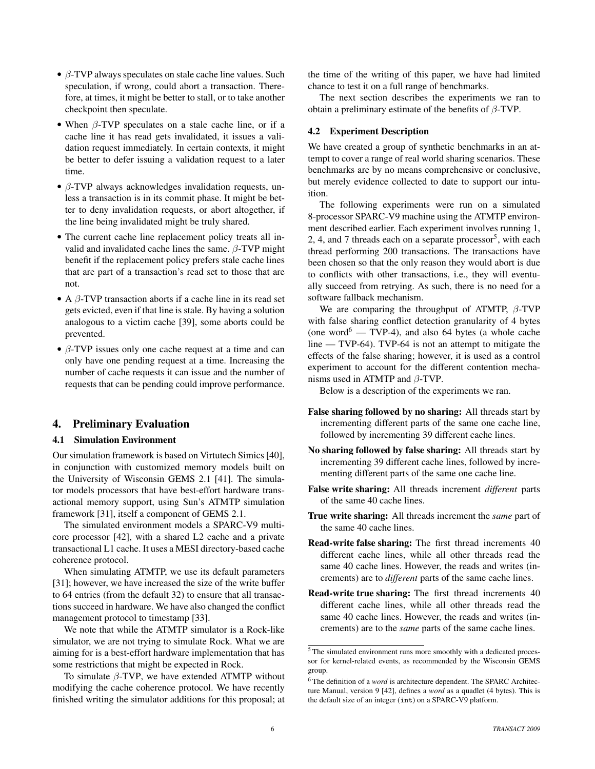- $\beta$-TVP always speculates on stale cache line values. Such speculation, if wrong, could abort a transaction. Therefore, at times, it might be better to stall, or to take another checkpoint then speculate.
- When $\beta$-TVP speculates on a stale cache line, or if a cache line it has read gets invalidated, it issues a validation request immediately. In certain contexts, it might be better to defer issuing a validation request to a later time.
- $\beta$-TVP always acknowledges invalidation requests, unless a transaction is in its commit phase. It might be better to deny invalidation requests, or abort altogether, if the line being invalidated might be truly shared.
- The current cache line replacement policy treats all invalid and invalidated cache lines the same. $\beta$-TVP might benefit if the replacement policy prefers stale cache lines that are part of a transaction's read set to those that are not.
- A $\beta$-TVP transaction aborts if a cache line in its read set gets evicted, even if that line is stale. By having a solution analogous to a victim cache [39], some aborts could be prevented.
- $\beta$-TVP issues only one cache request at a time and can only have one pending request at a time. Increasing the number of cache requests it can issue and the number of requests that can be pending could improve performance.

## 4. Preliminary Evaluation

### 4.1 Simulation Environment

Our simulation framework is based on Virtutech Simics [40], in conjunction with customized memory models built on the University of Wisconsin GEMS 2.1 [41]. The simulator models processors that have best-effort hardware transactional memory support, using Sun's ATMTP simulation framework [31], itself a component of GEMS 2.1.

The simulated environment models a SPARC-V9 multicore processor [42], with a shared L2 cache and a private transactional L1 cache. It uses a MESI directory-based cache coherence protocol.

When simulating ATMTP, we use its default parameters [31]; however, we have increased the size of the write buffer to 64 entries (from the default 32) to ensure that all transactions succeed in hardware. We have also changed the conflict management protocol to timestamp [33].

We note that while the ATMTP simulator is a Rock-like simulator, we are not trying to simulate Rock. What we are aiming for is a best-effort hardware implementation that has some restrictions that might be expected in Rock.

To simulate $\beta$-TVP, we have extended ATMTP without modifying the cache coherence protocol. We have recently finished writing the simulator additions for this proposal; at the time of the writing of this paper, we have had limited chance to test it on a full range of benchmarks.

The next section describes the experiments we ran to obtain a preliminary estimate of the benefits of $\beta$-TVP.

### 4.2 Experiment Description

We have created a group of synthetic benchmarks in an attempt to cover a range of real world sharing scenarios. These benchmarks are by no means comprehensive or conclusive, but merely evidence collected to date to support our intuition.

The following experiments were run on a simulated 8-processor SPARC-V9 machine using the ATMTP environment described earlier. Each experiment involves running 1, 2, 4, and 7 threads each on a separate processor[5], with each thread performing 200 transactions. The transactions have been chosen so that the only reason they would abort is due to conflicts with other transactions, i.e., they will eventually succeed from retrying. As such, there is no need for a software fallback mechanism.

We are comparing the throughput of ATMTP, $\beta$-TVP with false sharing conflict detection granularity of 4 bytes (one word[6] — TVP-4), and also 64 bytes (a whole cache line — TVP-64). TVP-64 is not an attempt to mitigate the effects of the false sharing; however, it is used as a control experiment to account for the different contention mechanisms used in ATMTP and $\beta$-TVP.

Below is a description of the experiments we ran.

**False sharing followed by no sharing:** All threads start by incrementing different parts of the same one cache line, followed by incrementing 39 different cache lines.

**No sharing followed by false sharing:** All threads start by incrementing 39 different cache lines, followed by incrementing different parts of the same one cache line.

**False write sharing:** All threads increment *different* parts of the same 40 cache lines.

**True write sharing:** All threads increment the *same* part of the same 40 cache lines.

**Read-write false sharing:** The first thread increments 40 different cache lines, while all other threads read the same 40 cache lines. However, the reads and writes (increments) are to *different* parts of the same cache lines.

**Read-write true sharing:** The first thread increments 40 different cache lines, while all other threads read the same 40 cache lines. However, the reads and writes (increments) are to the *same* parts of the same cache lines.

[5] The simulated environment runs more smoothly with a dedicated processor for kernel-related events, as recommended by the Wisconsin GEMS group.

[6] The definition of a *word* is architecture dependent. The SPARC Architecture Manual, version 9 [42], defines a *word* as a quadlet (4 bytes). This is the default size of an integer (`int`) on a SPARC-V9 platform.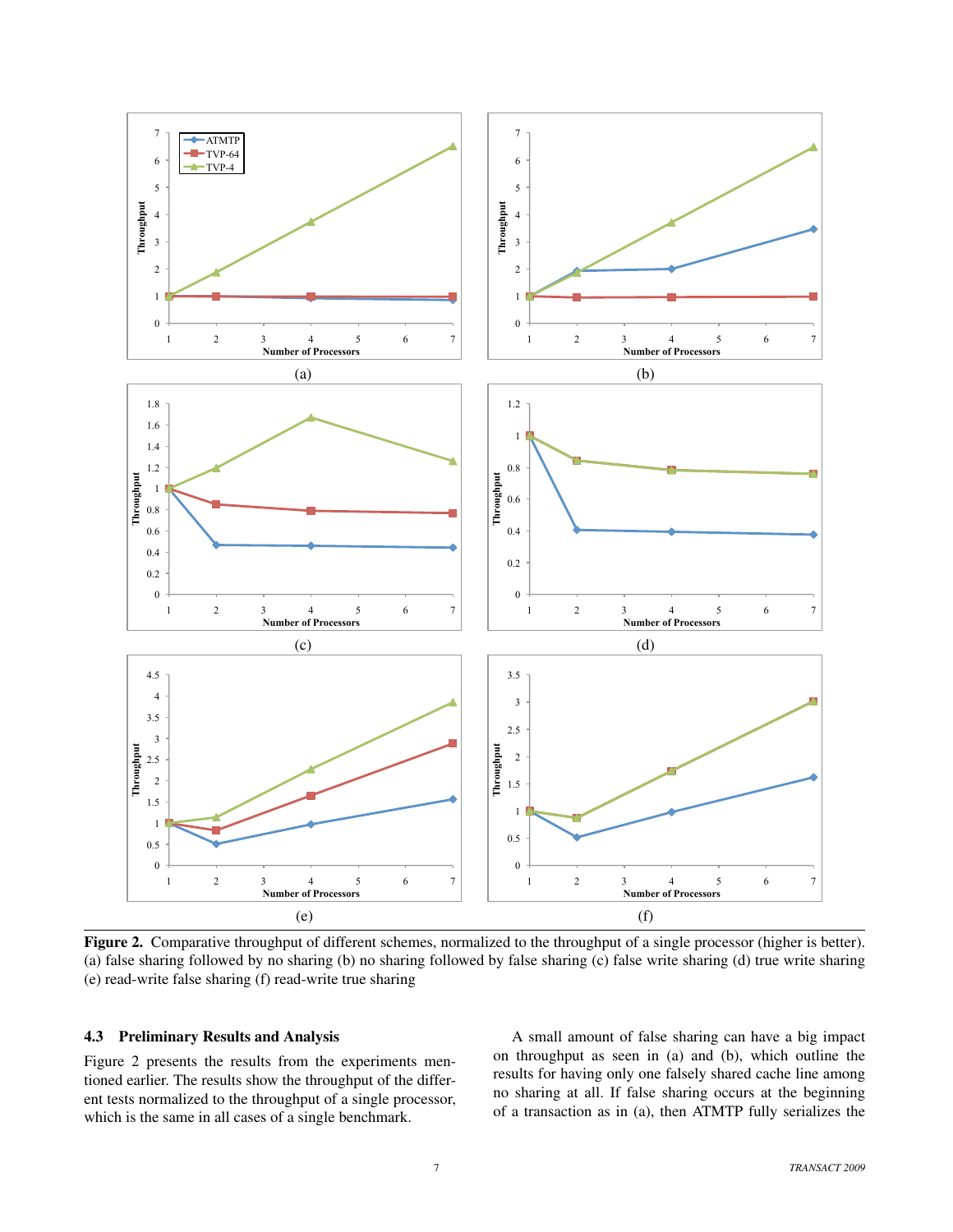Figure 2. Comparative throughput of different schemes, normalized to the throughput of a single processor (higher is better). (a) false sharing followed by no sharing (b) no sharing followed by false sharing (c) false write sharing (d) true write sharing (e) read-write false sharing (f) read-write true sharing

### 4.3 Preliminary Results and Analysis

Figure 2 presents the results from the experiments mentioned earlier. The results show the throughput of the different tests normalized to the throughput of a single processor, which is the same in all cases of a single benchmark.

A small amount of false sharing can have a big impact on throughput as seen in (a) and (b), which outline the results for having only one falsely shared cache line among no sharing at all. If false sharing occurs at the beginning of a transaction as in (a), then ATMTP fully serializes the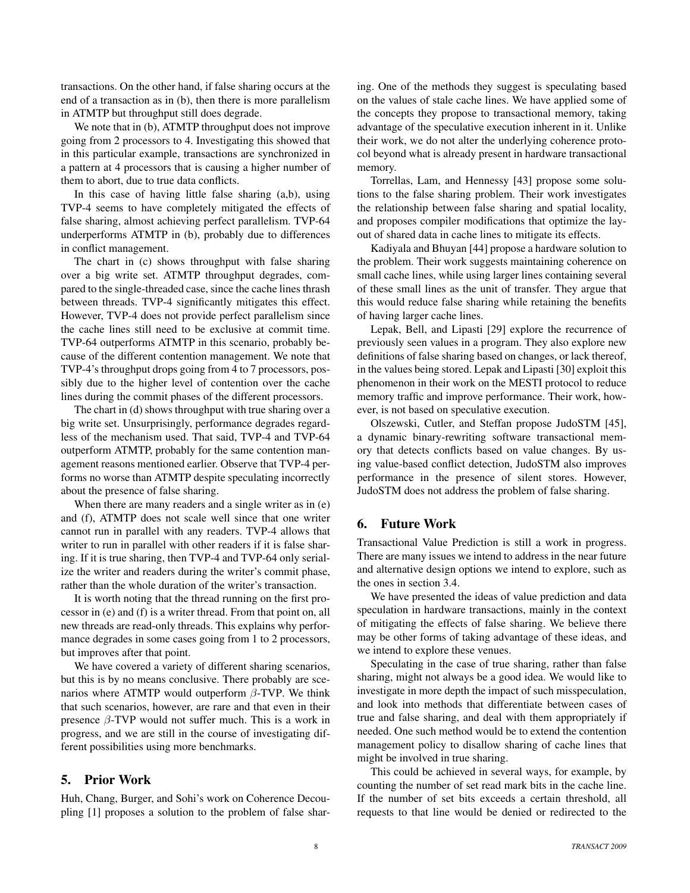transactions. On the other hand, if false sharing occurs at the end of a transaction as in (b), then there is more parallelism in ATMTP but throughput still does degrade.

We note that in (b), ATMTP throughput does not improve going from 2 processors to 4. Investigating this showed that in this particular example, transactions are synchronized in a pattern at 4 processors that is causing a higher number of them to abort, due to true data conflicts.

In this case of having little false sharing (a,b), using TVP-4 seems to have completely mitigated the effects of false sharing, almost achieving perfect parallelism. TVP-64 underperforms ATMTP in (b), probably due to differences in conflict management.

The chart in (c) shows throughput with false sharing over a big write set. ATMTP throughput degrades, compared to the single-threaded case, since the cache lines thrash between threads. TVP-4 significantly mitigates this effect. However, TVP-4 does not provide perfect parallelism since the cache lines still need to be exclusive at commit time. TVP-64 outperforms ATMTP in this scenario, probably because of the different contention management. We note that TVP-4's throughput drops going from 4 to 7 processors, possibly due to the higher level of contention over the cache lines during the commit phases of the different processors.

The chart in (d) shows throughput with true sharing over a big write set. Unsurprisingly, performance degrades regardless of the mechanism used. That said, TVP-4 and TVP-64 outperform ATMTP, probably for the same contention management reasons mentioned earlier. Observe that TVP-4 performs no worse than ATMTP despite speculating incorrectly about the presence of false sharing.

When there are many readers and a single writer as in (e) and (f), ATMTP does not scale well since that one writer cannot run in parallel with any readers. TVP-4 allows that writer to run in parallel with other readers if it is false sharing. If it is true sharing, then TVP-4 and TVP-64 only serialize the writer and readers during the writer's commit phase, rather than the whole duration of the writer's transaction.

It is worth noting that the thread running on the first processor in (e) and (f) is a writer thread. From that point on, all new threads are read-only threads. This explains why performance degrades in some cases going from 1 to 2 processors, but improves after that point.

We have covered a variety of different sharing scenarios, but this is by no means conclusive. There probably are scenarios where ATMTP would outperform $\beta$-TVP. We think that such scenarios, however, are rare and that even in their presence $\beta$-TVP would not suffer much. This is a work in progress, and we are still in the course of investigating different possibilities using more benchmarks.

## 5. Prior Work

Huh, Chang, Burger, and Sohi's work on Coherence Decoupling [1] proposes a solution to the problem of false sharing. One of the methods they suggest is speculating based on the values of stale cache lines. We have applied some of the concepts they propose to transactional memory, taking advantage of the speculative execution inherent in it. Unlike their work, we do not alter the underlying coherence protocol beyond what is already present in hardware transactional memory.

Torrellas, Lam, and Hennessy [43] propose some solutions to the false sharing problem. Their work investigates the relationship between false sharing and spatial locality, and proposes compiler modifications that optimize the layout of shared data in cache lines to mitigate its effects.

Kadiyala and Bhuyan [44] propose a hardware solution to the problem. Their work suggests maintaining coherence on small cache lines, while using larger lines containing several of these small lines as the unit of transfer. They argue that this would reduce false sharing while retaining the benefits of having larger cache lines.

Lepak, Bell, and Lipasti [29] explore the recurrence of previously seen values in a program. They also explore new definitions of false sharing based on changes, or lack thereof, in the values being stored. Lepak and Lipasti [30] exploit this phenomenon in their work on the MESTI protocol to reduce memory traffic and improve performance. Their work, however, is not based on speculative execution.

Olszewski, Cutler, and Steffan propose JudoSTM [45], a dynamic binary-rewriting software transactional memory that detects conflicts based on value changes. By using value-based conflict detection, JudoSTM also improves performance in the presence of silent stores. However, JudoSTM does not address the problem of false sharing.

## 6. Future Work

Transactional Value Prediction is still a work in progress. There are many issues we intend to address in the near future and alternative design options we intend to explore, such as the ones in section 3.4.

We have presented the ideas of value prediction and data speculation in hardware transactions, mainly in the context of mitigating the effects of false sharing. We believe there may be other forms of taking advantage of these ideas, and we intend to explore these venues.

Speculating in the case of true sharing, rather than false sharing, might not always be a good idea. We would like to investigate in more depth the impact of such misspeculation, and look into methods that differentiate between cases of true and false sharing, and deal with them appropriately if needed. One such method would be to extend the contention management policy to disallow sharing of cache lines that might be involved in true sharing.

This could be achieved in several ways, for example, by counting the number of set read mark bits in the cache line. If the number of set bits exceeds a certain threshold, all requests to that line would be denied or redirected to the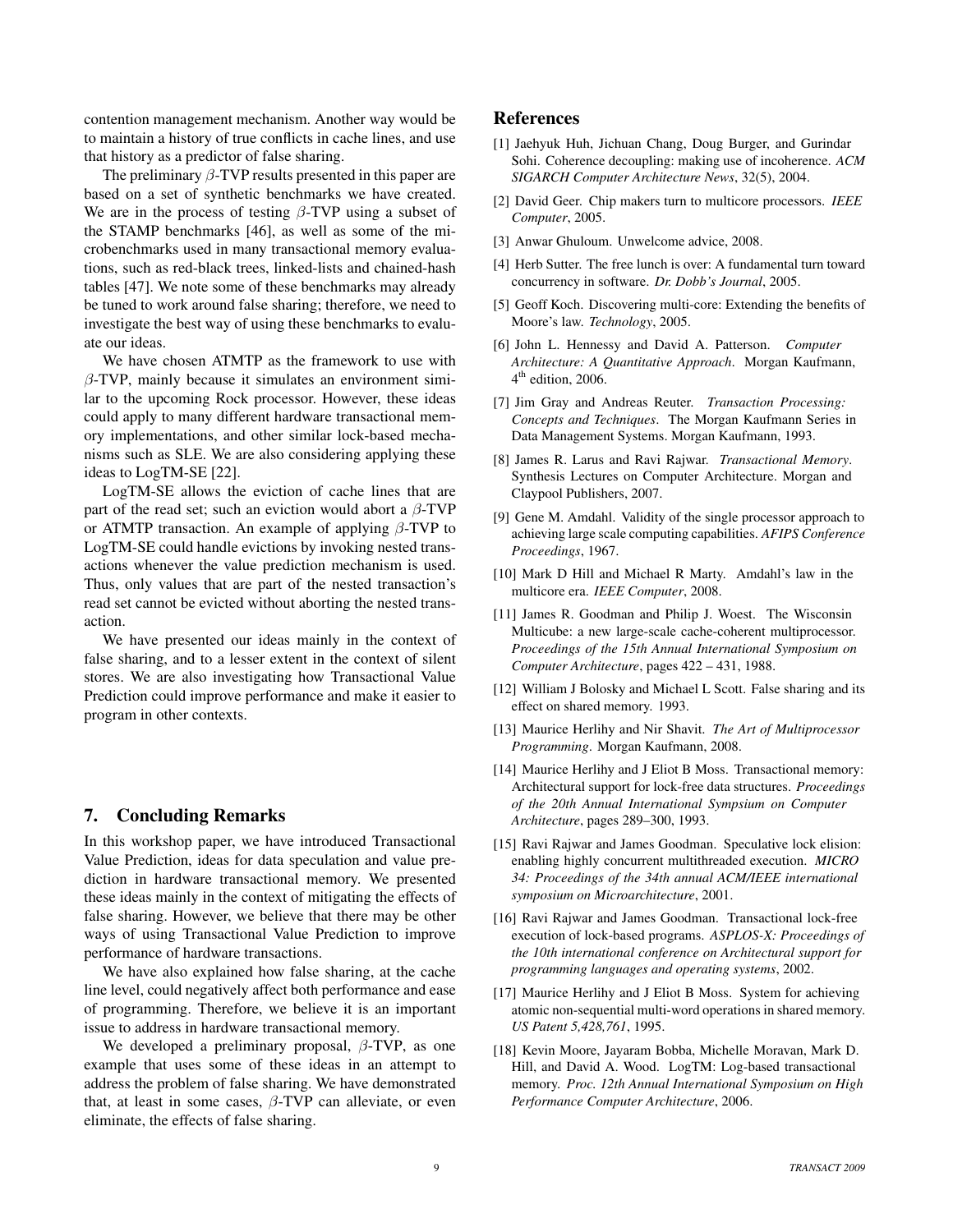contention management mechanism. Another way would be to maintain a history of true conflicts in cache lines, and use that history as a predictor of false sharing.

The preliminary $\beta$-TVP results presented in this paper are based on a set of synthetic benchmarks we have created. We are in the process of testing $\beta$-TVP using a subset of the STAMP benchmarks [46], as well as some of the microbenchmarks used in many transactional memory evaluations, such as red-black trees, linked-lists and chained-hash tables [47]. We note some of these benchmarks may already be tuned to work around false sharing; therefore, we need to investigate the best way of using these benchmarks to evaluate our ideas.

We have chosen ATMTP as the framework to use with $\beta$-TVP, mainly because it simulates an environment similar to the upcoming Rock processor. However, these ideas could apply to many different hardware transactional memory implementations, and other similar lock-based mechanisms such as SLE. We are also considering applying these ideas to LogTM-SE [22].

LogTM-SE allows the eviction of cache lines that are part of the read set; such an eviction would abort a $\beta$-TVP or ATMTP transaction. An example of applying $\beta$-TVP to LogTM-SE could handle evictions by invoking nested transactions whenever the value prediction mechanism is used. Thus, only values that are part of the nested transaction's read set cannot be evicted without aborting the nested transaction.

We have presented our ideas mainly in the context of false sharing, and to a lesser extent in the context of silent stores. We are also investigating how Transactional Value Prediction could improve performance and make it easier to program in other contexts.

## 7. Concluding Remarks

In this workshop paper, we have introduced Transactional Value Prediction, ideas for data speculation and value prediction in hardware transactional memory. We presented these ideas mainly in the context of mitigating the effects of false sharing. However, we believe that there may be other ways of using Transactional Value Prediction to improve performance of hardware transactions.

We have also explained how false sharing, at the cache line level, could negatively affect both performance and ease of programming. Therefore, we believe it is an important issue to address in hardware transactional memory.

We developed a preliminary proposal, $\beta$-TVP, as one example that uses some of these ideas in an attempt to address the problem of false sharing. We have demonstrated that, at least in some cases, $\beta$-TVP can alleviate, or even eliminate, the effects of false sharing.

## References

[1] Jaehyuk Huh, Jichuan Chang, Doug Burger, and Gurindar Sohi. Coherence decoupling: making use of incoherence. *ACM SIGARCH Computer Architecture News*, 32(5), 2004.

[2] David Geer. Chip makers turn to multicore processors. *IEEE Computer*, 2005.

[3] Anwar Ghuloum. Unwelcome advice, 2008.

[4] Herb Sutter. The free lunch is over: A fundamental turn toward concurrency in software. *Dr. Dobb's Journal*, 2005.

[5] Geoff Koch. Discovering multi-core: Extending the benefits of Moore's law. *Technology*, 2005.

[6] John L. Hennessy and David A. Patterson. *Computer Architecture: A Quantitative Approach*. Morgan Kaufmann, 4th edition, 2006.

[7] Jim Gray and Andreas Reuter. *Transaction Processing: Concepts and Techniques*. The Morgan Kaufmann Series in Data Management Systems. Morgan Kaufmann, 1993.

[8] James R. Larus and Ravi Rajwar. *Transactional Memory*. Synthesis Lectures on Computer Architecture. Morgan and Claypool Publishers, 2007.

[9] Gene M. Amdahl. Validity of the single processor approach to achieving large scale computing capabilities. *AFIPS Conference Proceedings*, 1967.

[10] Mark D Hill and Michael R Marty. Amdahl's law in the multicore era. *IEEE Computer*, 2008.

[11] James R. Goodman and Philip J. Woest. The Wisconsin Multicube: a new large-scale cache-coherent multiprocessor. *Proceedings of the 15th Annual International Symposium on Computer Architecture*, pages 422 – 431, 1988.

[12] William J Bolosky and Michael L Scott. False sharing and its effect on shared memory. 1993.

[13] Maurice Herlihy and Nir Shavit. *The Art of Multiprocessor Programming*. Morgan Kaufmann, 2008.

[14] Maurice Herlihy and J Eliot B Moss. Transactional memory: Architectural support for lock-free data structures. *Proceedings of the 20th Annual International Sympsium on Computer Architecture*, pages 289–300, 1993.

[15] Ravi Rajwar and James Goodman. Speculative lock elision: enabling highly concurrent multithreaded execution. *MICRO 34: Proceedings of the 34th annual ACM/IEEE international symposium on Microarchitecture*, 2001.

[16] Ravi Rajwar and James Goodman. Transactional lock-free execution of lock-based programs. *ASPLOS-X: Proceedings of the 10th international conference on Architectural support for programming languages and operating systems*, 2002.

[17] Maurice Herlihy and J Eliot B Moss. System for achieving atomic non-sequential multi-word operations in shared memory. *US Patent 5,428,761*, 1995.

[18] Kevin Moore, Jayaram Bobba, Michelle Moravan, Mark D. Hill, and David A. Wood. LogTM: Log-based transactional memory. *Proc. 12th Annual International Symposium on High Performance Computer Architecture*, 2006.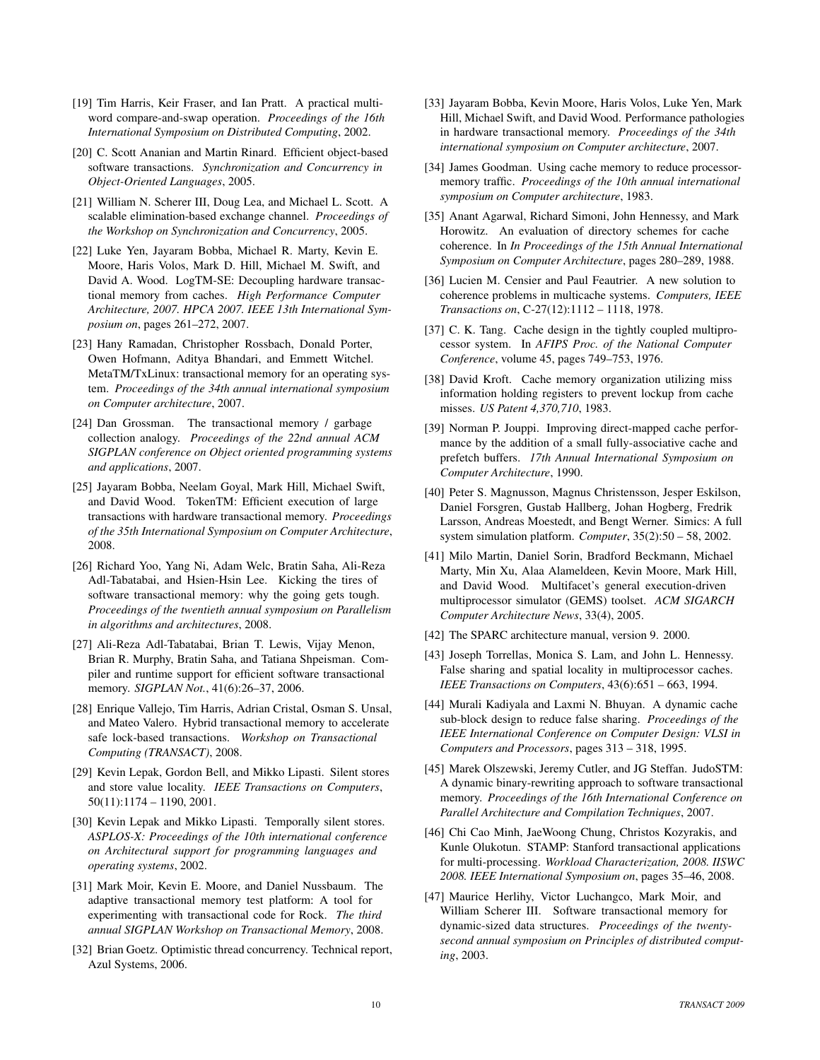[19] Tim Harris, Keir Fraser, and Ian Pratt. A practical multi-word compare-and-swap operation. *Proceedings of the 16th International Symposium on Distributed Computing*, 2002.

[20] C. Scott Ananian and Martin Rinard. Efficient object-based software transactions. *Synchronization and Concurrency in Object-Oriented Languages*, 2005.

[21] William N. Scherer III, Doug Lea, and Michael L. Scott. A scalable elimination-based exchange channel. *Proceedings of the Workshop on Synchronization and Concurrency*, 2005.

[22] Luke Yen, Jayaram Bobba, Michael R. Marty, Kevin E. Moore, Haris Volos, Mark D. Hill, Michael M. Swift, and David A. Wood. LogTM-SE: Decoupling hardware transactional memory from caches. *High Performance Computer Architecture, 2007. HPCA 2007. IEEE 13th International Symposium on*, pages 261–272, 2007.

[23] Hany Ramadan, Christopher Rossbach, Donald Porter, Owen Hofmann, Aditya Bhandari, and Emmett Witchel. MetaTM/TxLinux: transactional memory for an operating system. *Proceedings of the 34th annual international symposium on Computer architecture*, 2007.

[24] Dan Grossman. The transactional memory / garbage collection analogy. *Proceedings of the 22nd annual ACM SIGPLAN conference on Object oriented programming systems and applications*, 2007.

[25] Jayaram Bobba, Neelam Goyal, Mark Hill, Michael Swift, and David Wood. TokenTM: Efficient execution of large transactions with hardware transactional memory. *Proceedings of the 35th International Symposium on Computer Architecture*, 2008.

[26] Richard Yoo, Yang Ni, Adam Welc, Bratin Saha, Ali-Reza Adl-Tabatabai, and Hsien-Hsin Lee. Kicking the tires of software transactional memory: why the going gets tough. *Proceedings of the twentieth annual symposium on Parallelism in algorithms and architectures*, 2008.

[27] Ali-Reza Adl-Tabatabai, Brian T. Lewis, Vijay Menon, Brian R. Murphy, Bratin Saha, and Tatiana Shpeisman. Compiler and runtime support for efficient software transactional memory. *SIGPLAN Not.*, 41(6):26–37, 2006.

[28] Enrique Vallejo, Tim Harris, Adrian Cristal, Osman S. Unsal, and Mateo Valero. Hybrid transactional memory to accelerate safe lock-based transactions. *Workshop on Transactional Computing (TRANSACT)*, 2008.

[29] Kevin Lepak, Gordon Bell, and Mikko Lipasti. Silent stores and store value locality. *IEEE Transactions on Computers*, 50(11):1174 – 1190, 2001.

[30] Kevin Lepak and Mikko Lipasti. Temporally silent stores. *ASPLOS-X: Proceedings of the 10th international conference on Architectural support for programming languages and operating systems*, 2002.

[31] Mark Moir, Kevin E. Moore, and Daniel Nussbaum. The adaptive transactional memory test platform: A tool for experimenting with transactional code for Rock. *The third annual SIGPLAN Workshop on Transactional Memory*, 2008.

[32] Brian Goetz. Optimistic thread concurrency. Technical report, Azul Systems, 2006.

[33] Jayaram Bobba, Kevin Moore, Haris Volos, Luke Yen, Mark Hill, Michael Swift, and David Wood. Performance pathologies in hardware transactional memory. *Proceedings of the 34th international symposium on Computer architecture*, 2007.

[34] James Goodman. Using cache memory to reduce processor-memory traffic. *Proceedings of the 10th annual international symposium on Computer architecture*, 1983.

[35] Anant Agarwal, Richard Simoni, John Hennessy, and Mark Horowitz. An evaluation of directory schemes for cache coherence. In *In Proceedings of the 15th Annual International Symposium on Computer Architecture*, pages 280–289, 1988.

[36] Lucien M. Censier and Paul Feautrier. A new solution to coherence problems in multicache systems. *Computers, IEEE Transactions on*, C-27(12):1112 – 1118, 1978.

[37] C. K. Tang. Cache design in the tightly coupled multiprocessor system. In *AFIPS Proc. of the National Computer Conference*, volume 45, pages 749–753, 1976.

[38] David Kroft. Cache memory organization utilizing miss information holding registers to prevent lockup from cache misses. *US Patent 4,370,710*, 1983.

[39] Norman P. Jouppi. Improving direct-mapped cache performance by the addition of a small fully-associative cache and prefetch buffers. *17th Annual International Symposium on Computer Architecture*, 1990.

[40] Peter S. Magnusson, Magnus Christensson, Jesper Eskilson, Daniel Forsgren, Gustab Hallberg, Johan Hogberg, Fredrik Larsson, Andreas Moestedt, and Bengt Werner. Simics: A full system simulation platform. *Computer*, 35(2):50 – 58, 2002.

[41] Milo Martin, Daniel Sorin, Bradford Beckmann, Michael Marty, Min Xu, Alaa Alameldeen, Kevin Moore, Mark Hill, and David Wood. Multifacet's general execution-driven multiprocessor simulator (GEMS) toolset. *ACM SIGARCH Computer Architecture News*, 33(4), 2005.

[42] The SPARC architecture manual, version 9. 2000.

[43] Joseph Torrellas, Monica S. Lam, and John L. Hennessy. False sharing and spatial locality in multiprocessor caches. *IEEE Transactions on Computers*, 43(6):651 – 663, 1994.

[44] Murali Kadiyala and Laxmi N. Bhuyan. A dynamic cache sub-block design to reduce false sharing. *Proceedings of the IEEE International Conference on Computer Design: VLSI in Computers and Processors*, pages 313 – 318, 1995.

[45] Marek Olszewski, Jeremy Cutler, and JG Steffan. JudoSTM: A dynamic binary-rewriting approach to software transactional memory. *Proceedings of the 16th International Conference on Parallel Architecture and Compilation Techniques*, 2007.

[46] Chi Cao Minh, JaeWoong Chung, Christos Kozyrakis, and Kunle Olukotun. STAMP: Stanford transactional applications for multi-processing. *Workload Characterization, 2008. IISWC 2008. IEEE International Symposium on*, pages 35–46, 2008.

[47] Maurice Herlihy, Victor Luchangco, Mark Moir, and William Scherer III. Software transactional memory for dynamic-sized data structures. *Proceedings of the twenty-second annual symposium on Principles of distributed computing*, 2003.